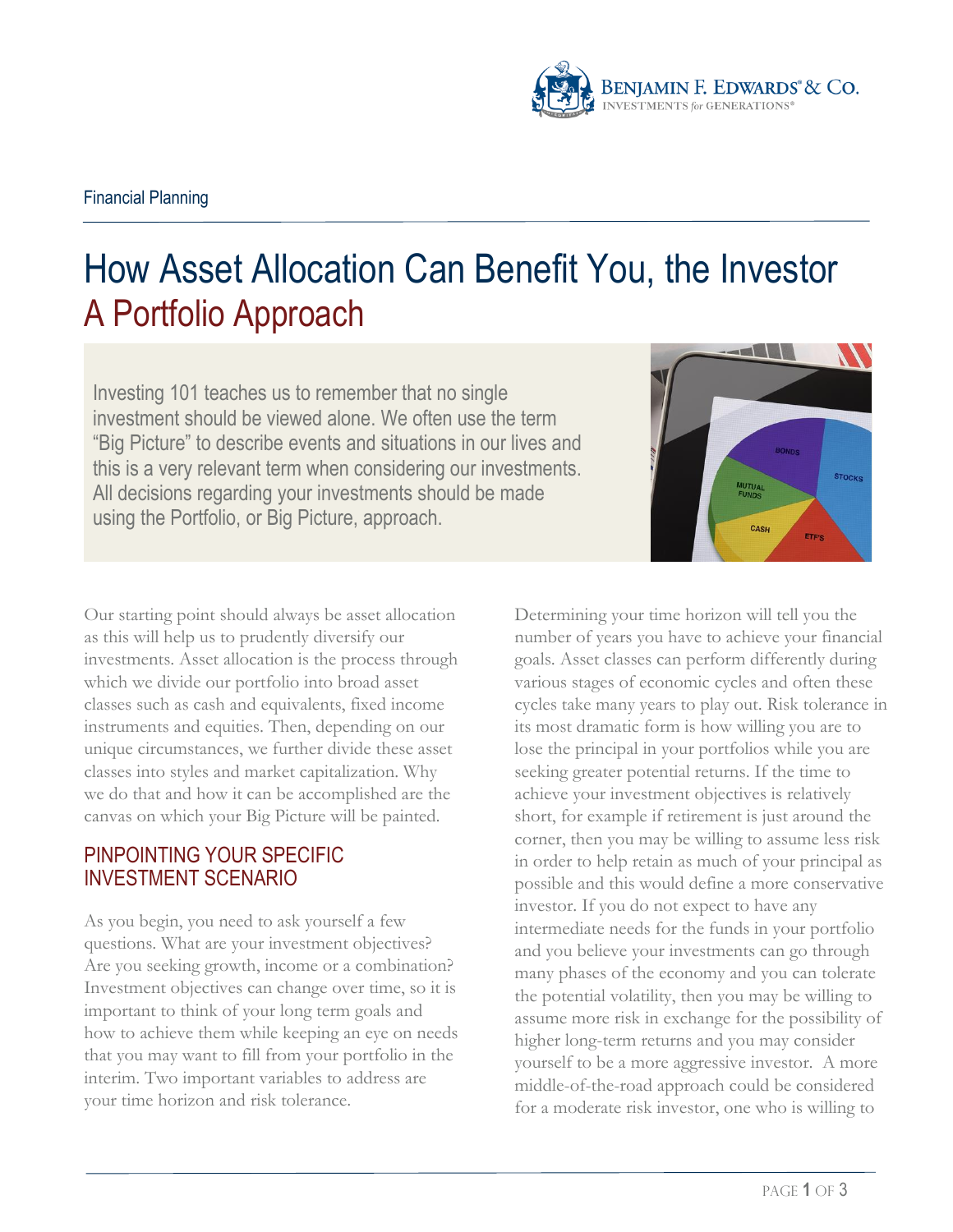Financial Planning

# How Asset Allocation Can Benefit You, the Investor

## A Portfolio Approach

Investing 101 teaches us to remember that no single investment should be viewed alone. We often use the term "Big Picture" to describe events and situations in our lives and this is a very relevant term when considering our investments. All decisions regarding your investments should be made using the Portfolio, or Big Picture, approach.

Our starting point should always be asset allocation as this will help us to prudently diversify our investments. Asset allocation is the process through which we divide our portfolio into broad asset classes such as cash and equivalents, fixed income instruments and equities. Then, depending on our unique circumstances, we further divide these asset classes into styles and market capitalization. Why we do that and how it can be accomplished are the canvas on which your Big Picture will be painted.

### PINPOINTING YOUR SPECIFIC INVESTMENT SCENARIO

As you begin, you need to ask yourself a few questions. What are your investment objectives? Are you seeking growth, income or a combination? Investment objectives can change over time, so it is important to think of your long term goals and how to achieve them while keeping an eye on needs that you may want to fill from your portfolio in the interim. Two important variables to address are your time horizon and risk tolerance.

Determining your time horizon will tell you the number of years you have to achieve your financial goals. Asset classes can perform differently during various stages of economic cycles and often these cycles take many years to play out. Risk tolerance in its most dramatic form is how willing you are to lose the principal in your portfolios while you are seeking greater potential returns. If the time to achieve your investment objectives is relatively short, for example if retirement is just around the corner, then you may be willing to assume less risk in order to help retain as much of your principal as possible and this would define a more conservative investor. If you do not expect to have any intermediate needs for the funds in your portfolio and you believe your investments can go through many phases of the economy and you can tolerate the potential volatility, then you may be willing to assume more risk in exchange for the possibility of higher long-term returns and you may consider yourself to be a more aggressive investor. A more middle-of-the-road approach could be considered for a moderate risk investor, one who is willing to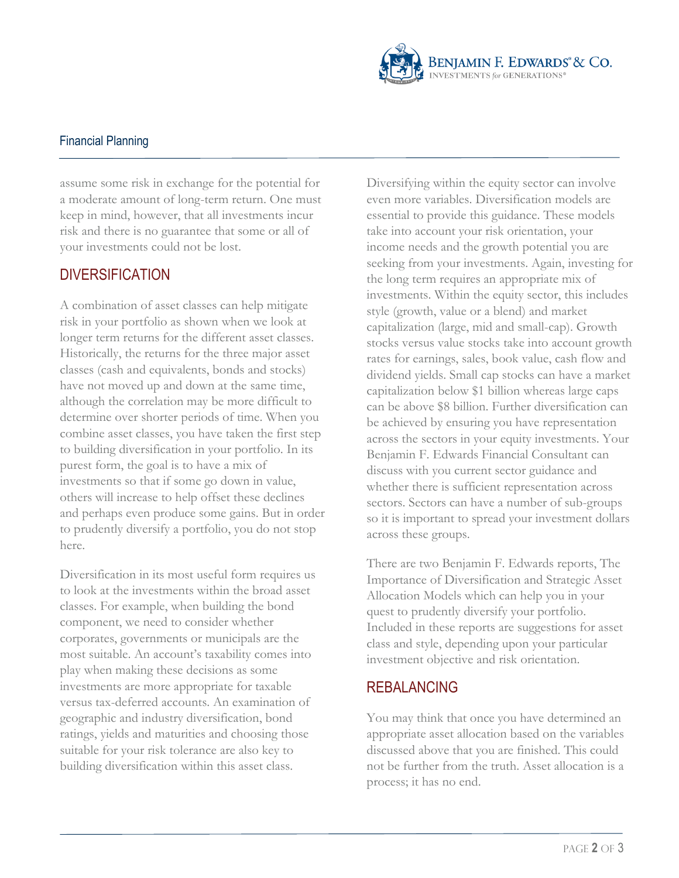assume some risk in exchange for the potential for a moderate amount of long-term return. One must keep in mind, however, that all investments incur risk and there is no guarantee that some or all of your investments could not be lost.

## DIVERSIFICATION

A combination of asset classes can help mitigate risk in your portfolio as shown when we look at longer term returns for the different asset classes. Historically, the returns for the three major asset classes (cash and equivalents, bonds and stocks) have not moved up and down at the same time, although the correlation may be more difficult to determine over shorter periods of time. When you combine asset classes, you have taken the first step to building diversification in your portfolio. In its purest form, the goal is to have a mix of investments so that if some go down in value, others will increase to help offset these declines and perhaps even produce some gains. But in order to prudently diversify a portfolio, you do not stop here.

Diversification in its most useful form requires us to look at the investments within the broad asset classes. For example, when building the bond component, we need to consider whether corporates, governments or municipals are the most suitable. An account's taxability comes into play when making these decisions as some investments are more appropriate for taxable versus tax-deferred accounts. An examination of geographic and industry diversification, bond ratings, yields and maturities and choosing those suitable for your risk tolerance are also key to building diversification within this asset class.

Diversifying within the equity sector can involve even more variables. Diversification models are essential to provide this guidance. These models take into account your risk orientation, your income needs and the growth potential you are seeking from your investments. Again, investing for the long term requires an appropriate mix of investments. Within the equity sector, this includes style (growth, value or a blend) and market capitalization (large, mid and small-cap). Growth stocks versus value stocks take into account growth rates for earnings, sales, book value, cash flow and dividend yields. Small cap stocks can have a market capitalization below $1 billion whereas large caps can be above $8 billion. Further diversification can be achieved by ensuring you have representation across the sectors in your equity investments. Your Benjamin F. Edwards Financial Consultant can discuss with you current sector guidance and whether there is sufficient representation across sectors. Sectors can have a number of sub-groups so it is important to spread your investment dollars across these groups.

There are two Benjamin F. Edwards reports, The Importance of Diversification and Strategic Asset Allocation Models which can help you in your quest to prudently diversify your portfolio. Included in these reports are suggestions for asset class and style, depending upon your particular investment objective and risk orientation.

## REBALANCING

You may think that once you have determined an appropriate asset allocation based on the variables discussed above that you are finished. This could not be further from the truth. Asset allocation is a process; it has no end.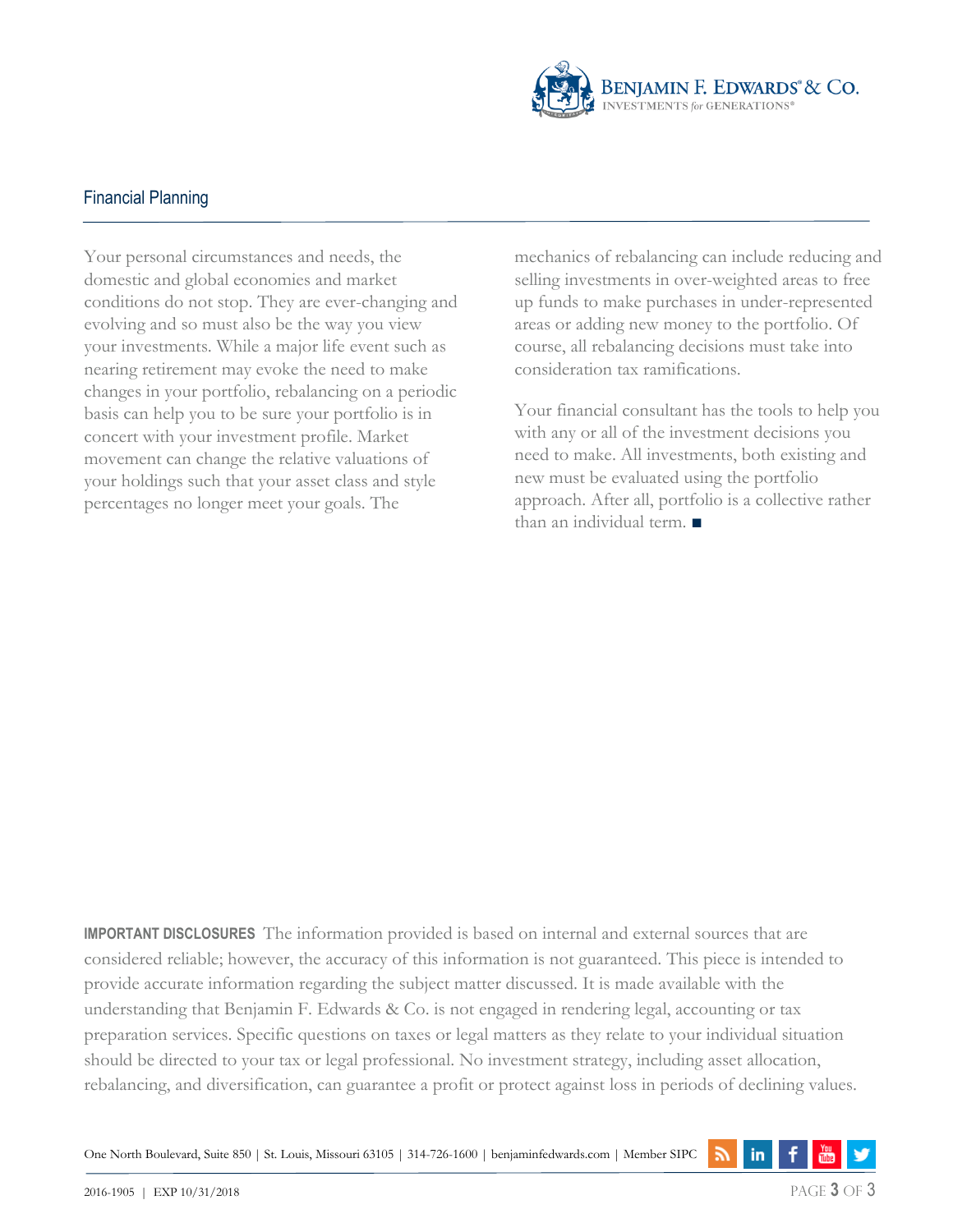## Financial Planning

Your personal circumstances and needs, the domestic and global economies and market conditions do not stop. They are ever-changing and evolving and so must also be the way you view your investments. While a major life event such as nearing retirement may evoke the need to make changes in your portfolio, rebalancing on a periodic basis can help you to be sure your portfolio is in concert with your investment profile. Market movement can change the relative valuations of your holdings such that your asset class and style percentages no longer meet your goals. The mechanics of rebalancing can include reducing and selling investments in over-weighted areas to free up funds to make purchases in under-represented areas or adding new money to the portfolio. Of course, all rebalancing decisions must take into consideration tax ramifications.

Your financial consultant has the tools to help you with any or all of the investment decisions you need to make. All investments, both existing and new must be evaluated using the portfolio approach. After all, portfolio is a collective rather than an individual term. ■

**IMPORTANT DISCLOSURES** The information provided is based on internal and external sources that are considered reliable; however, the accuracy of this information is not guaranteed. This piece is intended to provide accurate information regarding the subject matter discussed. It is made available with the understanding that Benjamin F. Edwards & Co. is not engaged in rendering legal, accounting or tax preparation services. Specific questions on taxes or legal matters as they relate to your individual situation should be directed to your tax or legal professional. No investment strategy, including asset allocation, rebalancing, and diversification, can guarantee a profit or protect against loss in periods of declining values.

One North Boulevard, Suite 850 | St. Louis, Missouri 63105 | 314-726-1600 | benjaminfedwards.com | Member SIPC

2016-1905 | EXP 10/31/2018